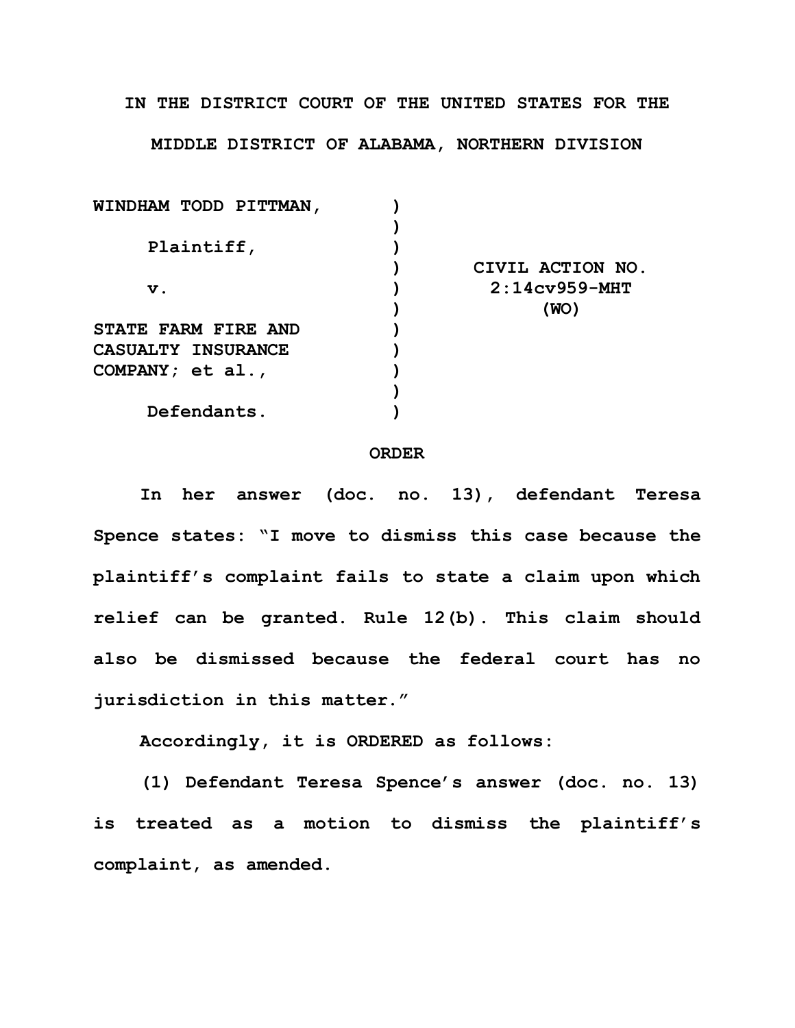**IN THE DISTRICT COURT OF THE UNITED STATES FOR THE MIDDLE DISTRICT OF ALABAMA, NORTHERN DIVISION**

| | | |
|---|---|---|
| WINDHAM TODD PITTMAN, | ) | |
| | ) | |
| Plaintiff, | ) | |
| | ) | CIVIL ACTION NO. |
| v. | ) | 2:14cv959-MHT |
| | ) | (WO) |
| STATE FARM FIRE AND | ) | |
| CASUALTY INSURANCE | ) | |
| COMPANY; et al., | ) | |
| | ) | |
| Defendants. | ) | |

**ORDER**

In her answer (doc. no. 13), defendant Teresa Spence states: "I move to dismiss this case because the plaintiff's complaint fails to state a claim upon which relief can be granted. Rule 12(b). This claim should also be dismissed because the federal court has no jurisdiction in this matter."

Accordingly, it is ORDERED as follows:

(1) Defendant Teresa Spence's answer (doc. no. 13) is treated as a motion to dismiss the plaintiff's complaint, as amended.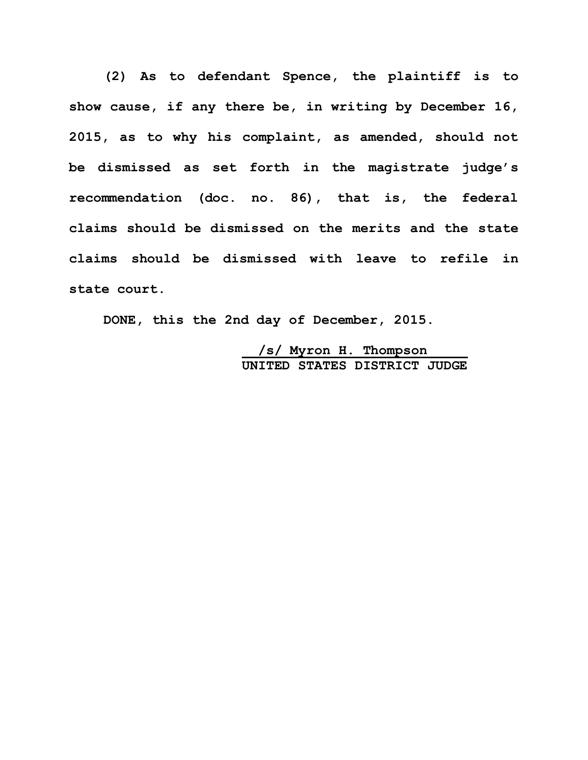**(2) As to defendant Spence, the plaintiff is to show cause, if any there be, in writing by December 16, 2015, as to why his complaint, as amended, should not be dismissed as set forth in the magistrate judge's recommendation (doc. no. 86), that is, the federal claims should be dismissed on the merits and the state claims should be dismissed with leave to refile in state court.**

**DONE, this the 2nd day of December, 2015.**

**/s/ Myron H. Thompson**
**UNITED STATES DISTRICT JUDGE**